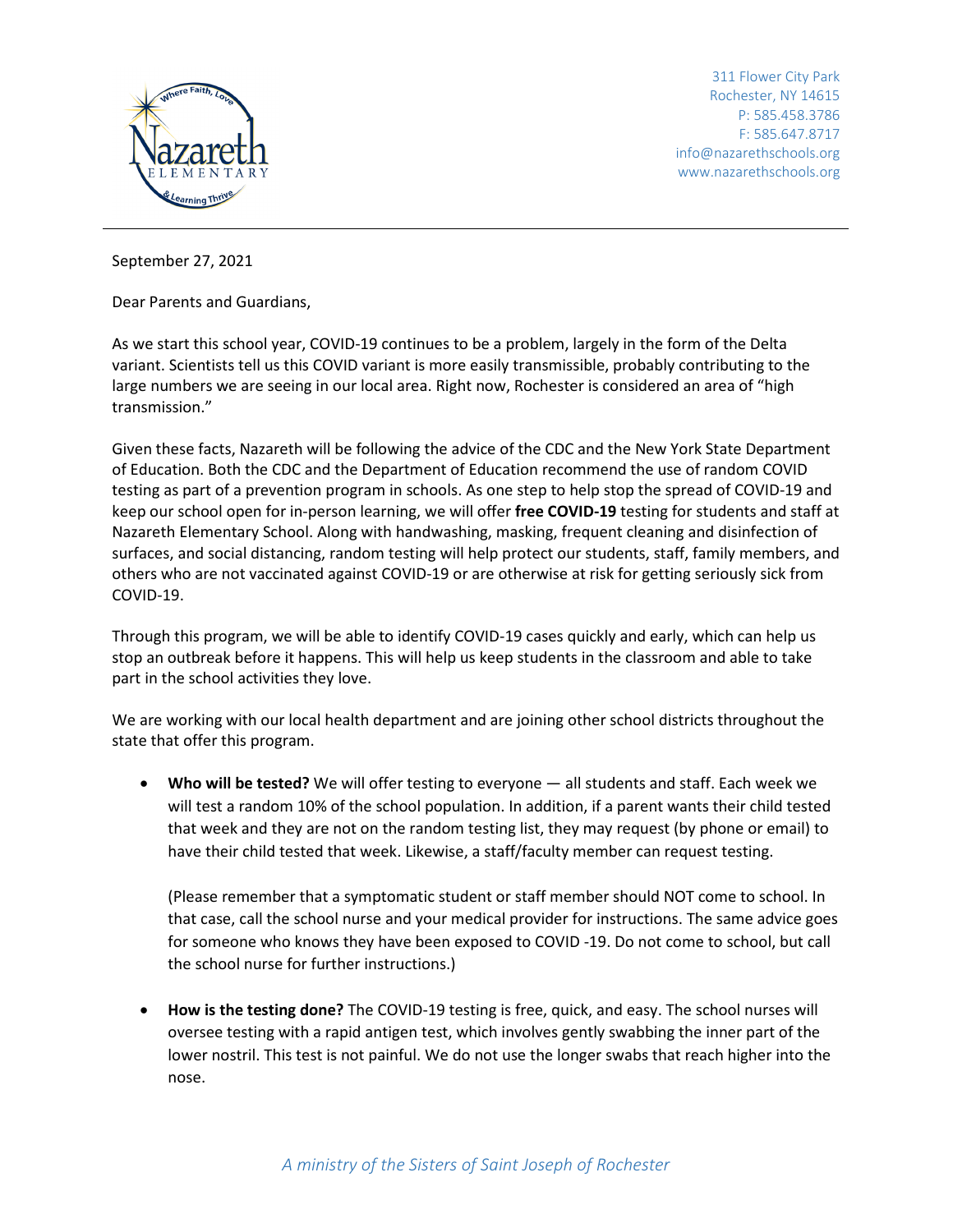311 Flower City Park
Rochester, NY 14615
P: 585.458.3786
F: 585.647.8717
info@nazarethschools.org
www.nazarethschools.org

September 27, 2021

Dear Parents and Guardians,

As we start this school year, COVID-19 continues to be a problem, largely in the form of the Delta variant. Scientists tell us this COVID variant is more easily transmissible, probably contributing to the large numbers we are seeing in our local area. Right now, Rochester is considered an area of "high transmission."

Given these facts, Nazareth will be following the advice of the CDC and the New York State Department of Education. Both the CDC and the Department of Education recommend the use of random COVID testing as part of a prevention program in schools. As one step to help stop the spread of COVID-19 and keep our school open for in-person learning, we will offer **free COVID-19** testing for students and staff at Nazareth Elementary School. Along with handwashing, masking, frequent cleaning and disinfection of surfaces, and social distancing, random testing will help protect our students, staff, family members, and others who are not vaccinated against COVID-19 or are otherwise at risk for getting seriously sick from COVID-19.

Through this program, we will be able to identify COVID-19 cases quickly and early, which can help us stop an outbreak before it happens. This will help us keep students in the classroom and able to take part in the school activities they love.

We are working with our local health department and are joining other school districts throughout the state that offer this program.

- **Who will be tested?** We will offer testing to everyone — all students and staff. Each week we will test a random 10% of the school population. In addition, if a parent wants their child tested that week and they are not on the random testing list, they may request (by phone or email) to have their child tested that week. Likewise, a staff/faculty member can request testing.

  (Please remember that a symptomatic student or staff member should NOT come to school. In that case, call the school nurse and your medical provider for instructions. The same advice goes for someone who knows they have been exposed to COVID -19. Do not come to school, but call the school nurse for further instructions.)

- **How is the testing done?** The COVID-19 testing is free, quick, and easy. The school nurses will oversee testing with a rapid antigen test, which involves gently swabbing the inner part of the lower nostril. This test is not painful. We do not use the longer swabs that reach higher into the nose.

*A ministry of the Sisters of Saint Joseph of Rochester*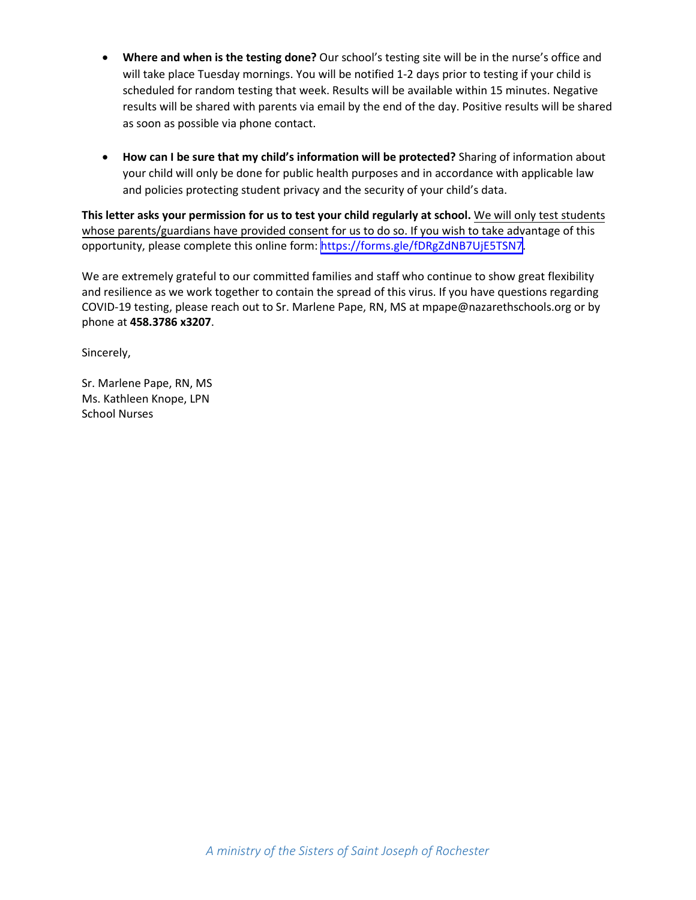- **Where and when is the testing done?** Our school's testing site will be in the nurse's office and will take place Tuesday mornings. You will be notified 1-2 days prior to testing if your child is scheduled for random testing that week. Results will be available within 15 minutes. Negative results will be shared with parents via email by the end of the day. Positive results will be shared as soon as possible via phone contact.

- **How can I be sure that my child's information will be protected?** Sharing of information about your child will only be done for public health purposes and in accordance with applicable law and policies protecting student privacy and the security of your child's data.

**This letter asks your permission for us to test your child regularly at school.** We will only test students whose parents/guardians have provided consent for us to do so. If you wish to take advantage of this opportunity, please complete this online form: https://forms.gle/fDRgZdNB7UjE5TSN7.

We are extremely grateful to our committed families and staff who continue to show great flexibility and resilience as we work together to contain the spread of this virus. If you have questions regarding COVID-19 testing, please reach out to Sr. Marlene Pape, RN, MS at mpape@nazarethschools.org or by phone at **458.3786 x3207**.

Sincerely,

Sr. Marlene Pape, RN, MS
Ms. Kathleen Knope, LPN
School Nurses

*A ministry of the Sisters of Saint Joseph of Rochester*